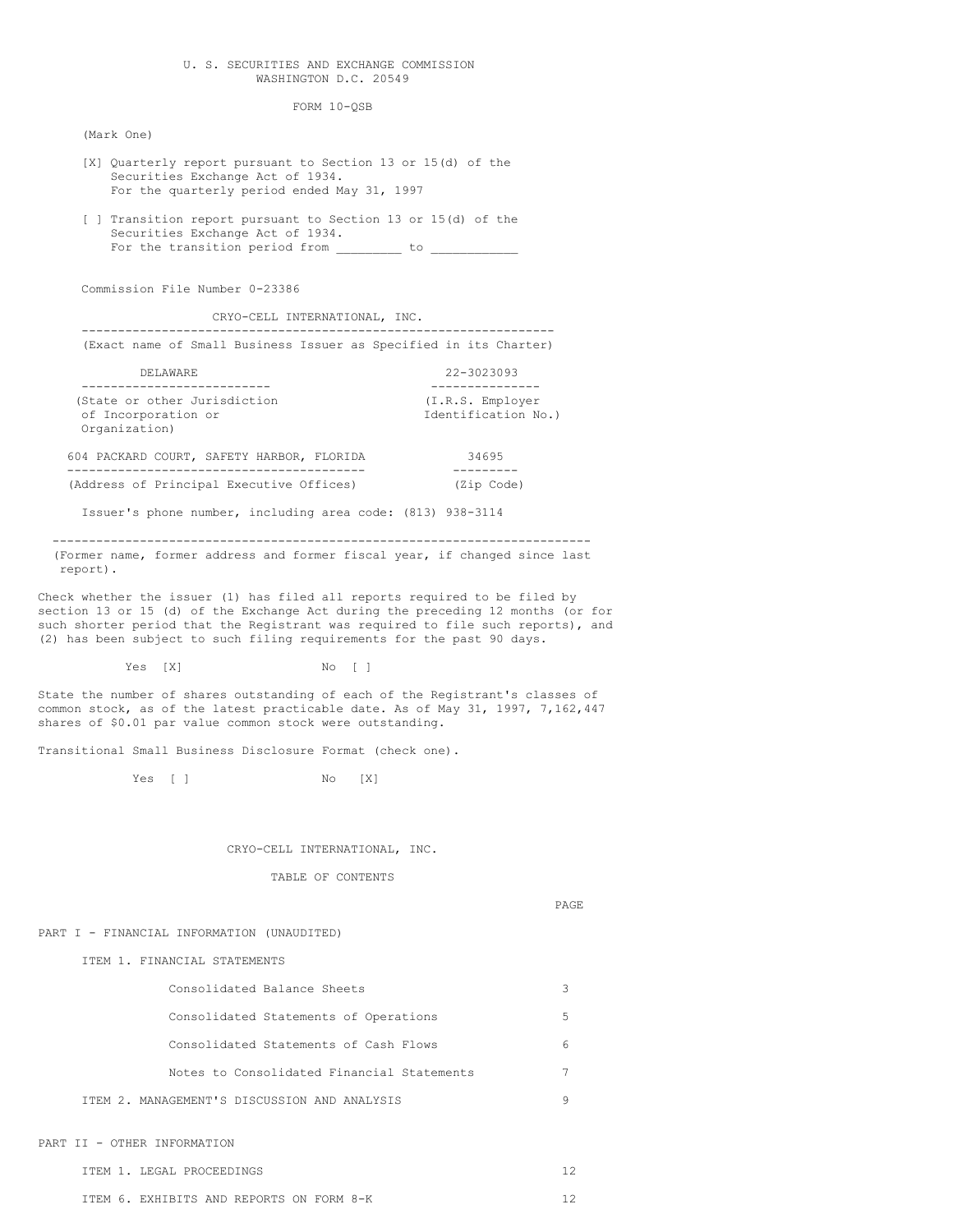U. S. SECURITIES AND EXCHANGE COMMISSION
WASHINGTON D.C. 20549

FORM 10-QSB

(Mark One)

[X] Quarterly report pursuant to Section 13 or 15(d) of the Securities Exchange Act of 1934.
For the quarterly period ended May 31, 1997

[ ] Transition report pursuant to Section 13 or 15(d) of the Securities Exchange Act of 1934.
For the transition period from _________ to ____________

Commission File Number 0-23386

CRYO-CELL INTERNATIONAL, INC.

(Exact name of Small Business Issuer as Specified in its Charter)

| DELAWARE | 22-3023093 |
|---|---|
| (State or other Jurisdiction of Incorporation or Organization) | (I.R.S. Employer Identification No.) |

| 604 PACKARD COURT, SAFETY HARBOR, FLORIDA | 34695 |
|---|---|
| (Address of Principal Executive Offices) | (Zip Code) |

Issuer's phone number, including area code: (813) 938-3114

(Former name, former address and former fiscal year, if changed since last report).

Check whether the issuer (1) has filed all reports required to be filed by section 13 or 15 (d) of the Exchange Act during the preceding 12 months (or for such shorter period that the Registrant was required to file such reports), and (2) has been subject to such filing requirements for the past 90 days.

Yes [X] No [ ]

State the number of shares outstanding of each of the Registrant's classes of common stock, as of the latest practicable date. As of May 31, 1997, 7,162,447 shares of $0.01 par value common stock were outstanding.

Transitional Small Business Disclosure Format (check one).

Yes [ ] No [X]

CRYO-CELL INTERNATIONAL, INC.

TABLE OF CONTENTS

| | PAGE |
|---|---|
| PART I - FINANCIAL INFORMATION (UNAUDITED) | |
| ITEM 1. FINANCIAL STATEMENTS | |
| Consolidated Balance Sheets | 3 |
| Consolidated Statements of Operations | 5 |
| Consolidated Statements of Cash Flows | 6 |
| Notes to Consolidated Financial Statements | 7 |
| ITEM 2. MANAGEMENT'S DISCUSSION AND ANALYSIS | 9 |
| PART II - OTHER INFORMATION | |
| ITEM 1. LEGAL PROCEEDINGS | 12 |
| ITEM 6. EXHIBITS AND REPORTS ON FORM 8-K | 12 |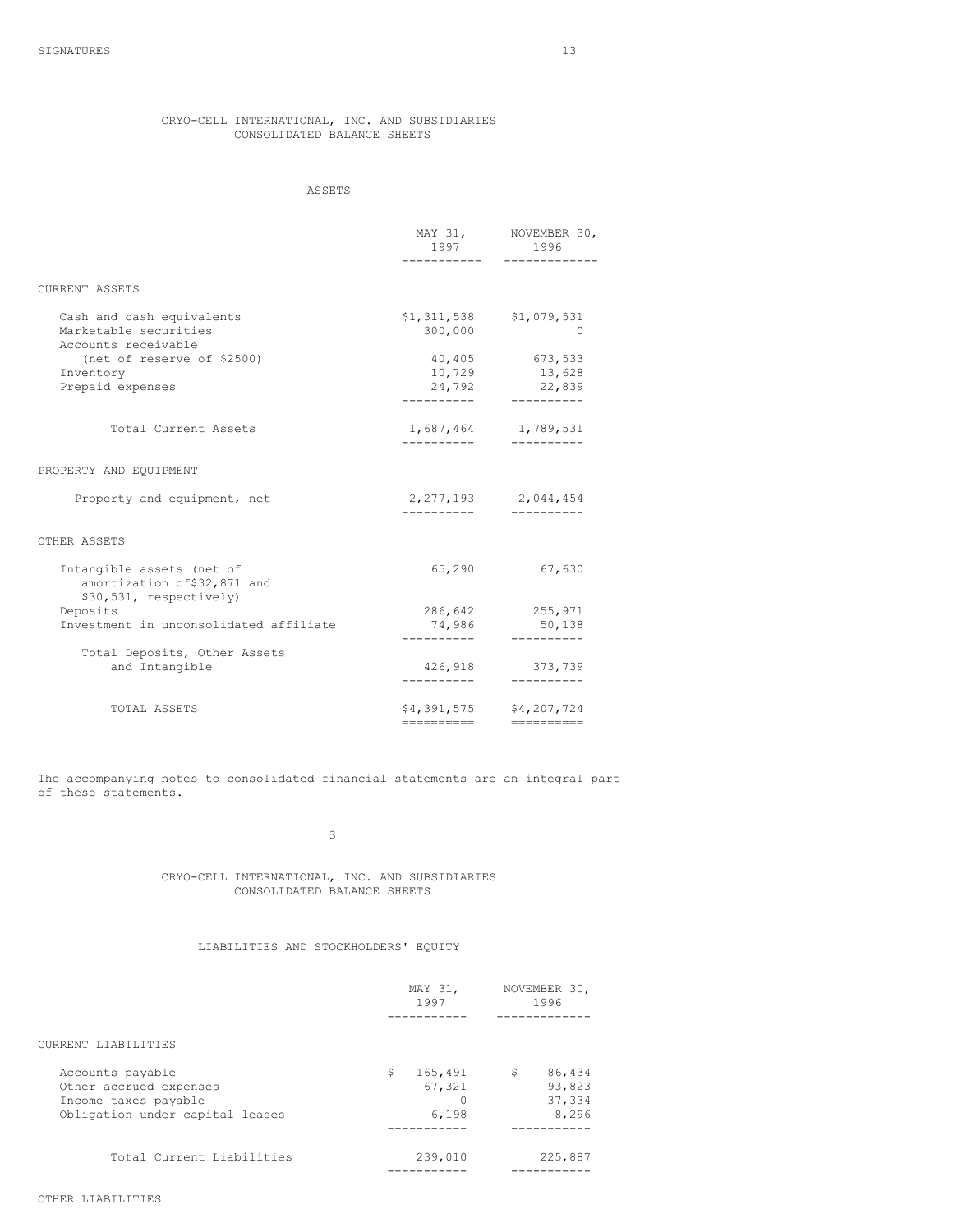CRYO-CELL INTERNATIONAL, INC. AND SUBSIDIARIES
CONSOLIDATED BALANCE SHEETS

ASSETS

| | MAY 31, 1997 | NOVEMBER 30, 1996 |
|---|---|---|
| CURRENT ASSETS | | |
| Cash and cash equivalents | $1,311,538 | $1,079,531 |
| Marketable securities | 300,000 | 0 |
| Accounts receivable (net of reserve of $2500) | 40,405 | 673,533 |
| Inventory | 10,729 | 13,628 |
| Prepaid expenses | 24,792 | 22,839 |
| Total Current Assets | 1,687,464 | 1,789,531 |
| PROPERTY AND EQUIPMENT | | |
| Property and equipment, net | 2,277,193 | 2,044,454 |
| OTHER ASSETS | | |
| Intangible assets (net of amortization of$32,871 and $30,531, respectively) | 65,290 | 67,630 |
| Deposits | 286,642 | 255,971 |
| Investment in unconsolidated affiliate | 74,986 | 50,138 |
| Total Deposits, Other Assets and Intangible | 426,918 | 373,739 |
| TOTAL ASSETS | $4,391,575 | $4,207,724 |

The accompanying notes to consolidated financial statements are an integral part of these statements.

CRYO-CELL INTERNATIONAL, INC. AND SUBSIDIARIES
CONSOLIDATED BALANCE SHEETS

LIABILITIES AND STOCKHOLDERS' EQUITY

| | MAY 31, 1997 | NOVEMBER 30, 1996 |
|---|---|---|
| CURRENT LIABILITIES | | |
| Accounts payable | $ 165,491 | $ 86,434 |
| Other accrued expenses | 67,321 | 93,823 |
| Income taxes payable | 0 | 37,334 |
| Obligation under capital leases | 6,198 | 8,296 |
| Total Current Liabilities | 239,010 | 225,887 |

OTHER LIABILITIES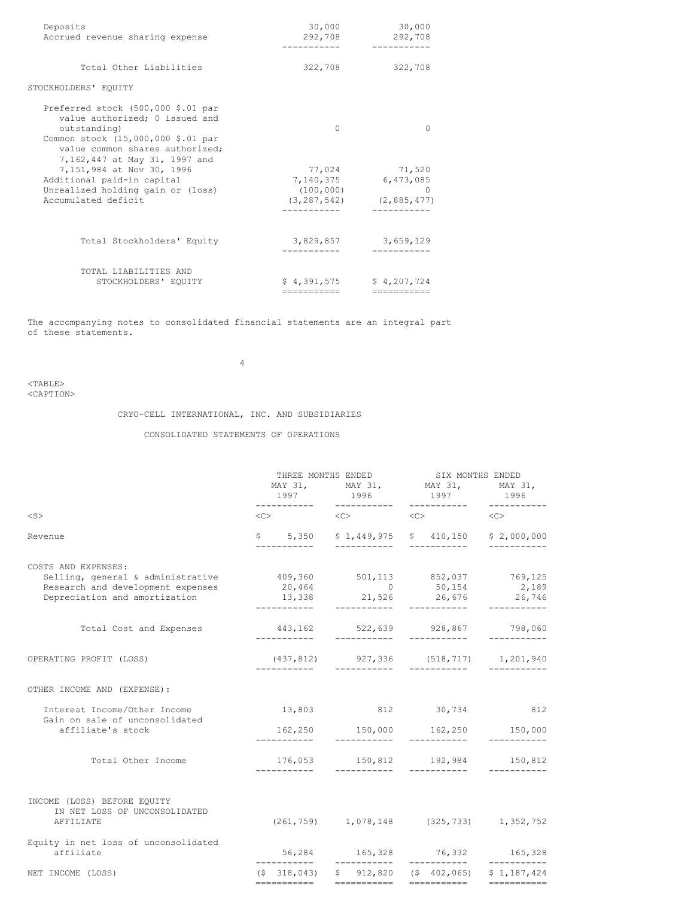| | | |
|---|---|---|
| Deposits | 30,000 | 30,000 |
| Accrued revenue sharing expense | 292,708 | 292,708 |
| Total Other Liabilities | 322,708 | 322,708 |
| **STOCKHOLDERS' EQUITY** | | |
| Preferred stock (500,000 $.01 par value authorized; 0 issued and outstanding) | 0 | 0 |
| Common stock (15,000,000 $.01 par value common shares authorized; 7,162,447 at May 31, 1997 and 7,151,984 at Nov 30, 1996 | 77,024 | 71,520 |
| Additional paid-in capital | 7,140,375 | 6,473,085 |
| Unrealized holding gain or (loss) | (100,000) | 0 |
| Accumulated deficit | (3,287,542) | (2,885,477) |
| Total Stockholders' Equity | 3,829,857 | 3,659,129 |
| TOTAL LIABILITIES AND STOCKHOLDERS' EQUITY | $ 4,391,575 | $ 4,207,724 |

The accompanying notes to consolidated financial statements are an integral part of these statements.

CRYO-CELL INTERNATIONAL, INC. AND SUBSIDIARIES

CONSOLIDATED STATEMENTS OF OPERATIONS

| | THREE MONTHS ENDED | | SIX MONTHS ENDED | |
|---|---|---|---|---|
| | MAY 31, 1997 | MAY 31, 1996 | MAY 31, 1997 | MAY 31, 1996 |
| Revenue | $ 5,350 | $ 1,449,975 | $ 410,150 | $ 2,000,000 |
| **COSTS AND EXPENSES:** | | | | |
| Selling, general & administrative | 409,360 | 501,113 | 852,037 | 769,125 |
| Research and development expenses | 20,464 | 0 | 50,154 | 2,189 |
| Depreciation and amortization | 13,338 | 21,526 | 26,676 | 26,746 |
| Total Cost and Expenses | 443,162 | 522,639 | 928,867 | 798,060 |
| OPERATING PROFIT (LOSS) | (437,812) | 927,336 | (518,717) | 1,201,940 |
| **OTHER INCOME AND (EXPENSE):** | | | | |
| Interest Income/Other Income | 13,803 | 812 | 30,734 | 812 |
| Gain on sale of unconsolidated affiliate's stock | 162,250 | 150,000 | 162,250 | 150,000 |
| Total Other Income | 176,053 | 150,812 | 192,984 | 150,812 |
| INCOME (LOSS) BEFORE EQUITY IN NET LOSS OF UNCONSOLIDATED AFFILIATE | (261,759) | 1,078,148 | (325,733) | 1,352,752 |
| Equity in net loss of unconsolidated affiliate | 56,284 | 165,328 | 76,332 | 165,328 |
| NET INCOME (LOSS) | ($ 318,043) | $ 912,820 | ($ 402,065) | $ 1,187,424 |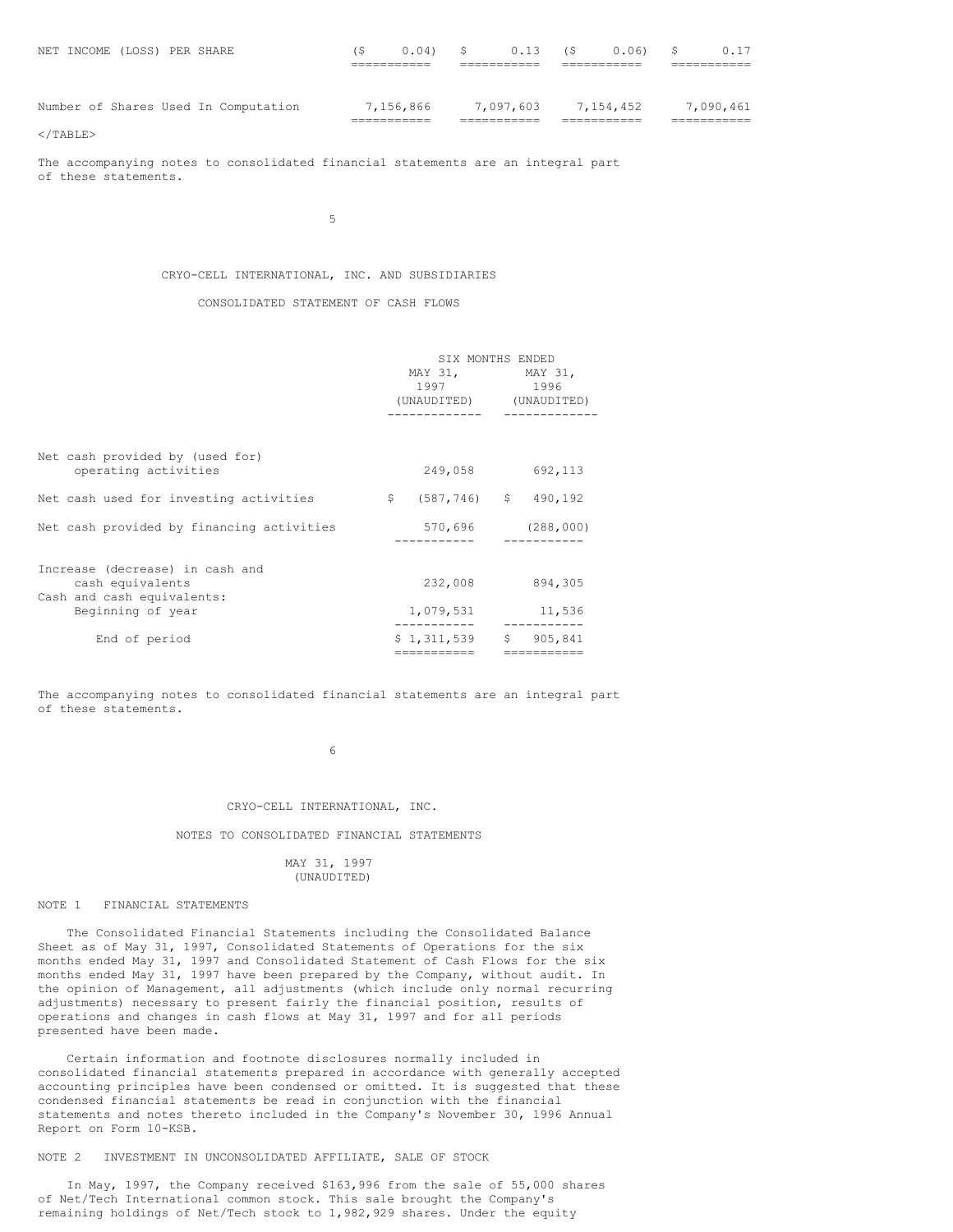| | | | | |
|---|---|---|---|---|
| NET INCOME (LOSS) PER SHARE | ($ 0.04) | $ 0.13 | ($ 0.06) | $ 0.17 |
| Number of Shares Used In Computation | 7,156,866 | 7,097,603 | 7,154,452 | 7,090,461 |

The accompanying notes to consolidated financial statements are an integral part of these statements.

CRYO-CELL INTERNATIONAL, INC. AND SUBSIDIARIES

CONSOLIDATED STATEMENT OF CASH FLOWS

| | SIX MONTHS ENDED MAY 31, 1997 (UNAUDITED) | MAY 31, 1996 (UNAUDITED) |
|---|---|---|
| Net cash provided by (used for) operating activities | 249,058 | 692,113 |
| Net cash used for investing activities | $ (587,746) | $ 490,192 |
| Net cash provided by financing activities | 570,696 | (288,000) |
| Increase (decrease) in cash and cash equivalents | 232,008 | 894,305 |
| Cash and cash equivalents: | | |
| Beginning of year | 1,079,531 | 11,536 |
| End of period | $ 1,311,539 | $ 905,841 |

The accompanying notes to consolidated financial statements are an integral part of these statements.

CRYO-CELL INTERNATIONAL, INC.

NOTES TO CONSOLIDATED FINANCIAL STATEMENTS

MAY 31, 1997
(UNAUDITED)

NOTE 1 FINANCIAL STATEMENTS

The Consolidated Financial Statements including the Consolidated Balance Sheet as of May 31, 1997, Consolidated Statements of Operations for the six months ended May 31, 1997 and Consolidated Statement of Cash Flows for the six months ended May 31, 1997 have been prepared by the Company, without audit. In the opinion of Management, all adjustments (which include only normal recurring adjustments) necessary to present fairly the financial position, results of operations and changes in cash flows at May 31, 1997 and for all periods presented have been made.

Certain information and footnote disclosures normally included in consolidated financial statements prepared in accordance with generally accepted accounting principles have been condensed or omitted. It is suggested that these condensed financial statements be read in conjunction with the financial statements and notes thereto included in the Company's November 30, 1996 Annual Report on Form 10-KSB.

NOTE 2 INVESTMENT IN UNCONSOLIDATED AFFILIATE, SALE OF STOCK

In May, 1997, the Company received $163,996 from the sale of 55,000 shares of Net/Tech International common stock. This sale brought the Company's remaining holdings of Net/Tech stock to 1,982,929 shares. Under the equity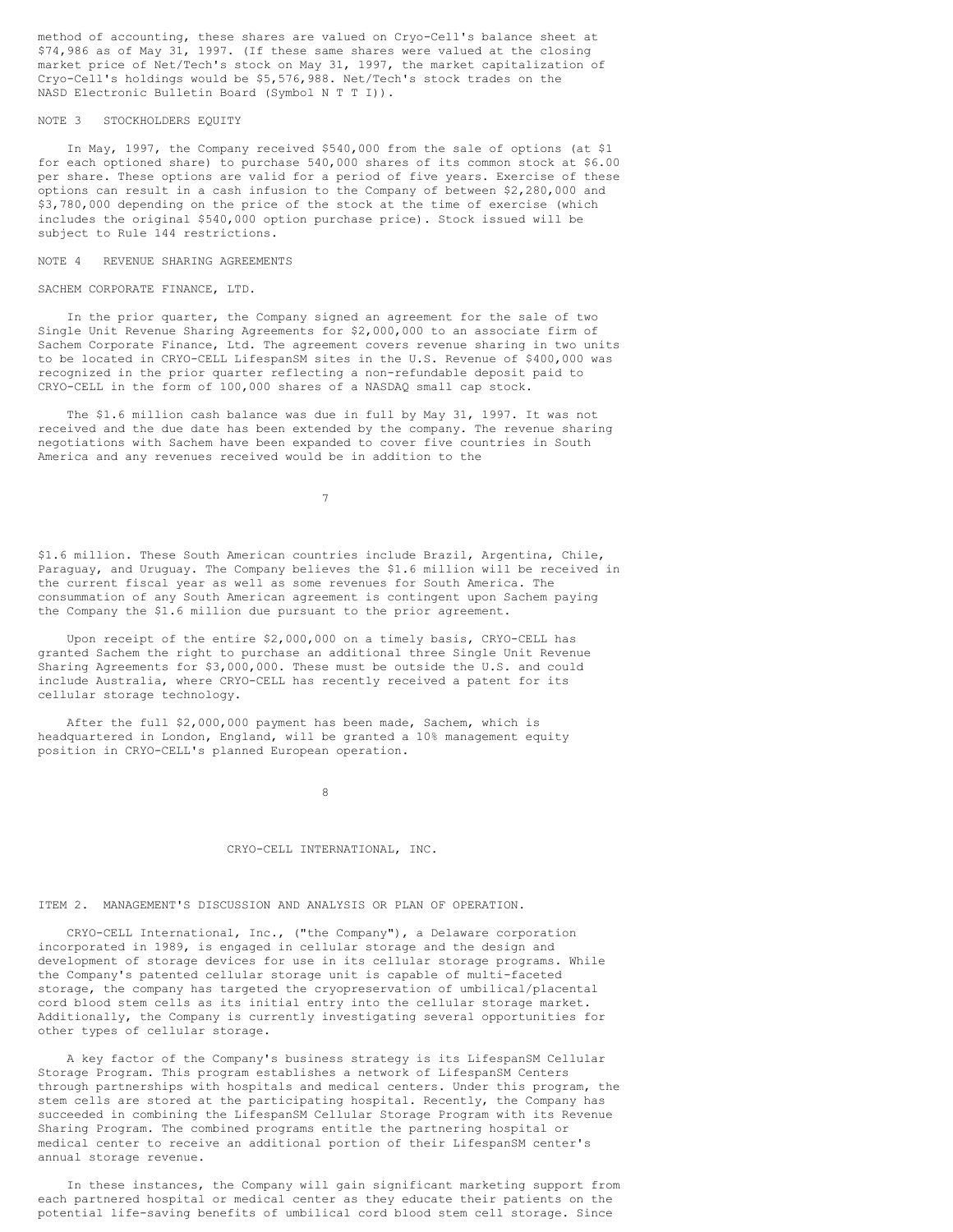method of accounting, these shares are valued on Cryo-Cell's balance sheet at $74,986 as of May 31, 1997. (If these same shares were valued at the closing market price of Net/Tech's stock on May 31, 1997, the market capitalization of Cryo-Cell's holdings would be $5,576,988. Net/Tech's stock trades on the NASD Electronic Bulletin Board (Symbol N T T I)).

## NOTE 3 STOCKHOLDERS EQUITY

In May, 1997, the Company received $540,000 from the sale of options (at $1 for each optioned share) to purchase 540,000 shares of its common stock at $6.00 per share. These options are valid for a period of five years. Exercise of these options can result in a cash infusion to the Company of between $2,280,000 and $3,780,000 depending on the price of the stock at the time of exercise (which includes the original $540,000 option purchase price). Stock issued will be subject to Rule 144 restrictions.

## NOTE 4 REVENUE SHARING AGREEMENTS

### SACHEM CORPORATE FINANCE, LTD.

In the prior quarter, the Company signed an agreement for the sale of two Single Unit Revenue Sharing Agreements for $2,000,000 to an associate firm of Sachem Corporate Finance, Ltd. The agreement covers revenue sharing in two units to be located in CRYO-CELL LifespanSM sites in the U.S. Revenue of $400,000 was recognized in the prior quarter reflecting a non-refundable deposit paid to CRYO-CELL in the form of 100,000 shares of a NASDAQ small cap stock.

The $1.6 million cash balance was due in full by May 31, 1997. It was not received and the due date has been extended by the company. The revenue sharing negotiations with Sachem have been expanded to cover five countries in South America and any revenues received would be in addition to the $1.6 million. These South American countries include Brazil, Argentina, Chile, Paraguay, and Uruguay. The Company believes the $1.6 million will be received in the current fiscal year as well as some revenues for South America. The consummation of any South American agreement is contingent upon Sachem paying the Company the $1.6 million due pursuant to the prior agreement.

Upon receipt of the entire $2,000,000 on a timely basis, CRYO-CELL has granted Sachem the right to purchase an additional three Single Unit Revenue Sharing Agreements for $3,000,000. These must be outside the U.S. and could include Australia, where CRYO-CELL has recently received a patent for its cellular storage technology.

After the full $2,000,000 payment has been made, Sachem, which is headquartered in London, England, will be granted a 10% management equity position in CRYO-CELL's planned European operation.

# CRYO-CELL INTERNATIONAL, INC.

## ITEM 2. MANAGEMENT'S DISCUSSION AND ANALYSIS OR PLAN OF OPERATION.

CRYO-CELL International, Inc., ("the Company"), a Delaware corporation incorporated in 1989, is engaged in cellular storage and the design and development of storage devices for use in its cellular storage programs. While the Company's patented cellular storage unit is capable of multi-faceted storage, the company has targeted the cryopreservation of umbilical/placental cord blood stem cells as its initial entry into the cellular storage market. Additionally, the Company is currently investigating several opportunities for other types of cellular storage.

A key factor of the Company's business strategy is its LifespanSM Cellular Storage Program. This program establishes a network of LifespanSM Centers through partnerships with hospitals and medical centers. Under this program, the stem cells are stored at the participating hospital. Recently, the Company has succeeded in combining the LifespanSM Cellular Storage Program with its Revenue Sharing Program. The combined programs entitle the partnering hospital or medical center to receive an additional portion of their LifespanSM center's annual storage revenue.

In these instances, the Company will gain significant marketing support from each partnered hospital or medical center as they educate their patients on the potential life-saving benefits of umbilical cord blood stem cell storage. Since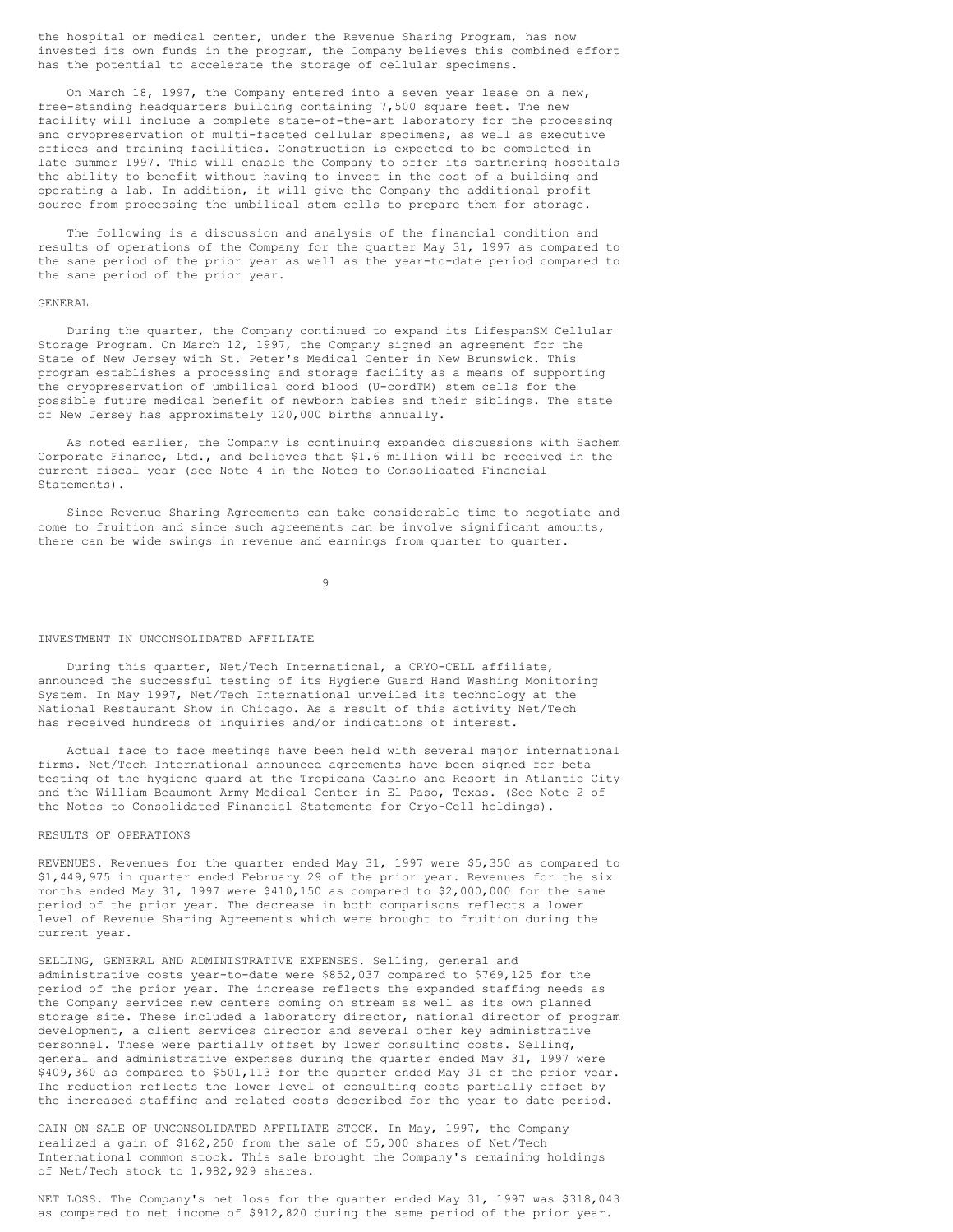the hospital or medical center, under the Revenue Sharing Program, has now invested its own funds in the program, the Company believes this combined effort has the potential to accelerate the storage of cellular specimens.

On March 18, 1997, the Company entered into a seven year lease on a new, free-standing headquarters building containing 7,500 square feet. The new facility will include a complete state-of-the-art laboratory for the processing and cryopreservation of multi-faceted cellular specimens, as well as executive offices and training facilities. Construction is expected to be completed in late summer 1997. This will enable the Company to offer its partnering hospitals the ability to benefit without having to invest in the cost of a building and operating a lab. In addition, it will give the Company the additional profit source from processing the umbilical stem cells to prepare them for storage.

The following is a discussion and analysis of the financial condition and results of operations of the Company for the quarter May 31, 1997 as compared to the same period of the prior year as well as the year-to-date period compared to the same period of the prior year.

GENERAL

During the quarter, the Company continued to expand its LifespanSM Cellular Storage Program. On March 12, 1997, the Company signed an agreement for the State of New Jersey with St. Peter's Medical Center in New Brunswick. This program establishes a processing and storage facility as a means of supporting the cryopreservation of umbilical cord blood (U-cordTM) stem cells for the possible future medical benefit of newborn babies and their siblings. The state of New Jersey has approximately 120,000 births annually.

As noted earlier, the Company is continuing expanded discussions with Sachem Corporate Finance, Ltd., and believes that $1.6 million will be received in the current fiscal year (see Note 4 in the Notes to Consolidated Financial Statements).

Since Revenue Sharing Agreements can take considerable time to negotiate and come to fruition and since such agreements can be involve significant amounts, there can be wide swings in revenue and earnings from quarter to quarter.

INVESTMENT IN UNCONSOLIDATED AFFILIATE

During this quarter, Net/Tech International, a CRYO-CELL affiliate, announced the successful testing of its Hygiene Guard Hand Washing Monitoring System. In May 1997, Net/Tech International unveiled its technology at the National Restaurant Show in Chicago. As a result of this activity Net/Tech has received hundreds of inquiries and/or indications of interest.

Actual face to face meetings have been held with several major international firms. Net/Tech International announced agreements have been signed for beta testing of the hygiene guard at the Tropicana Casino and Resort in Atlantic City and the William Beaumont Army Medical Center in El Paso, Texas. (See Note 2 of the Notes to Consolidated Financial Statements for Cryo-Cell holdings).

RESULTS OF OPERATIONS

REVENUES. Revenues for the quarter ended May 31, 1997 were $5,350 as compared to $1,449,975 in quarter ended February 29 of the prior year. Revenues for the six months ended May 31, 1997 were $410,150 as compared to $2,000,000 for the same period of the prior year. The decrease in both comparisons reflects a lower level of Revenue Sharing Agreements which were brought to fruition during the current year.

SELLING, GENERAL AND ADMINISTRATIVE EXPENSES. Selling, general and administrative costs year-to-date were $852,037 compared to $769,125 for the period of the prior year. The increase reflects the expanded staffing needs as the Company services new centers coming on stream as well as its own planned storage site. These included a laboratory director, national director of program development, a client services director and several other key administrative personnel. These were partially offset by lower consulting costs. Selling, general and administrative expenses during the quarter ended May 31, 1997 were $409,360 as compared to $501,113 for the quarter ended May 31 of the prior year. The reduction reflects the lower level of consulting costs partially offset by the increased staffing and related costs described for the year to date period.

GAIN ON SALE OF UNCONSOLIDATED AFFILIATE STOCK. In May, 1997, the Company realized a gain of $162,250 from the sale of 55,000 shares of Net/Tech International common stock. This sale brought the Company's remaining holdings of Net/Tech stock to 1,982,929 shares.

NET LOSS. The Company's net loss for the quarter ended May 31, 1997 was $318,043 as compared to net income of $912,820 during the same period of the prior year.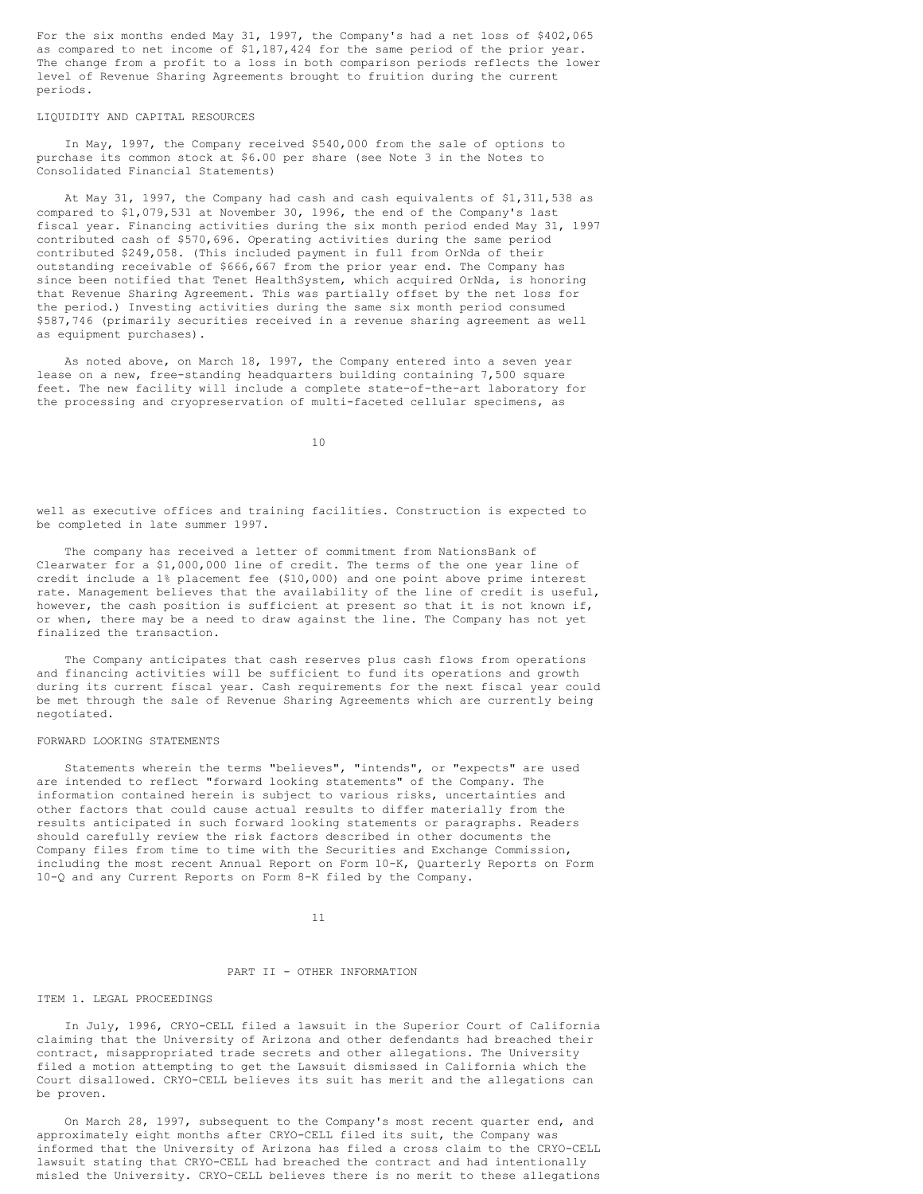For the six months ended May 31, 1997, the Company's had a net loss of $402,065 as compared to net income of $1,187,424 for the same period of the prior year. The change from a profit to a loss in both comparison periods reflects the lower level of Revenue Sharing Agreements brought to fruition during the current periods.

## LIQUIDITY AND CAPITAL RESOURCES

In May, 1997, the Company received $540,000 from the sale of options to purchase its common stock at $6.00 per share (see Note 3 in the Notes to Consolidated Financial Statements)

At May 31, 1997, the Company had cash and cash equivalents of $1,311,538 as compared to $1,079,531 at November 30, 1996, the end of the Company's last fiscal year. Financing activities during the six month period ended May 31, 1997 contributed cash of $570,696. Operating activities during the same period contributed $249,058. (This included payment in full from OrNda of their outstanding receivable of $666,667 from the prior year end. The Company has since been notified that Tenet HealthSystem, which acquired OrNda, is honoring that Revenue Sharing Agreement. This was partially offset by the net loss for the period.) Investing activities during the same six month period consumed $587,746 (primarily securities received in a revenue sharing agreement as well as equipment purchases).

As noted above, on March 18, 1997, the Company entered into a seven year lease on a new, free-standing headquarters building containing 7,500 square feet. The new facility will include a complete state-of-the-art laboratory for the processing and cryopreservation of multi-faceted cellular specimens, as well as executive offices and training facilities. Construction is expected to be completed in late summer 1997.

The company has received a letter of commitment from NationsBank of Clearwater for a $1,000,000 line of credit. The terms of the one year line of credit include a 1% placement fee ($10,000) and one point above prime interest rate. Management believes that the availability of the line of credit is useful, however, the cash position is sufficient at present so that it is not known if, or when, there may be a need to draw against the line. The Company has not yet finalized the transaction.

The Company anticipates that cash reserves plus cash flows from operations and financing activities will be sufficient to fund its operations and growth during its current fiscal year. Cash requirements for the next fiscal year could be met through the sale of Revenue Sharing Agreements which are currently being negotiated.

## FORWARD LOOKING STATEMENTS

Statements wherein the terms "believes", "intends", or "expects" are used are intended to reflect "forward looking statements" of the Company. The information contained herein is subject to various risks, uncertainties and other factors that could cause actual results to differ materially from the results anticipated in such forward looking statements or paragraphs. Readers should carefully review the risk factors described in other documents the Company files from time to time with the Securities and Exchange Commission, including the most recent Annual Report on Form 10-K, Quarterly Reports on Form 10-Q and any Current Reports on Form 8-K filed by the Company.

# PART II - OTHER INFORMATION

## ITEM 1. LEGAL PROCEEDINGS

In July, 1996, CRYO-CELL filed a lawsuit in the Superior Court of California claiming that the University of Arizona and other defendants had breached their contract, misappropriated trade secrets and other allegations. The University filed a motion attempting to get the Lawsuit dismissed in California which the Court disallowed. CRYO-CELL believes its suit has merit and the allegations can be proven.

On March 28, 1997, subsequent to the Company's most recent quarter end, and approximately eight months after CRYO-CELL filed its suit, the Company was informed that the University of Arizona has filed a cross claim to the CRYO-CELL lawsuit stating that CRYO-CELL had breached the contract and had intentionally misled the University. CRYO-CELL believes there is no merit to these allegations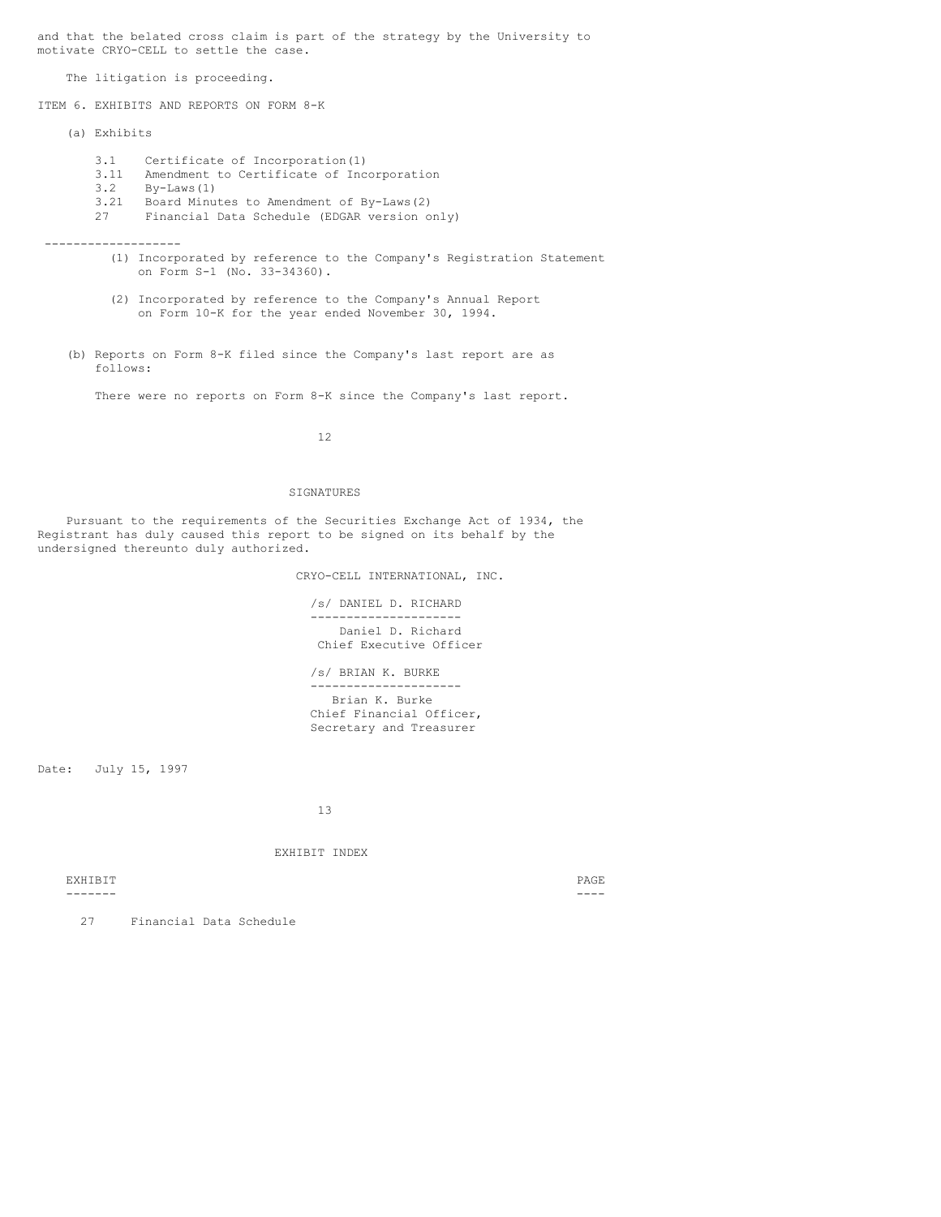and that the belated cross claim is part of the strategy by the University to motivate CRYO-CELL to settle the case.

The litigation is proceeding.

## ITEM 6. EXHIBITS AND REPORTS ON FORM 8-K

(a) Exhibits

| | |
|---|---|
| 3.1 | Certificate of Incorporation(1) |
| 3.11 | Amendment to Certificate of Incorporation |
| 3.2 | By-Laws(1) |
| 3.21 | Board Minutes to Amendment of By-Laws(2) |
| 27 | Financial Data Schedule (EDGAR version only) |

-------------------

(1) Incorporated by reference to the Company's Registration Statement on Form S-1 (No. 33-34360).

(2) Incorporated by reference to the Company's Annual Report on Form 10-K for the year ended November 30, 1994.

(b) Reports on Form 8-K filed since the Company's last report are as follows:

There were no reports on Form 8-K since the Company's last report.

## SIGNATURES

Pursuant to the requirements of the Securities Exchange Act of 1934, the Registrant has duly caused this report to be signed on its behalf by the undersigned thereunto duly authorized.

CRYO-CELL INTERNATIONAL, INC.

/s/ DANIEL D. RICHARD
---------------------
Daniel D. Richard
Chief Executive Officer

/s/ BRIAN K. BURKE
---------------------
Brian K. Burke
Chief Financial Officer,
Secretary and Treasurer

Date: July 15, 1997

## EXHIBIT INDEX

| EXHIBIT | | PAGE |
|---|---|---|
| 27 | Financial Data Schedule | |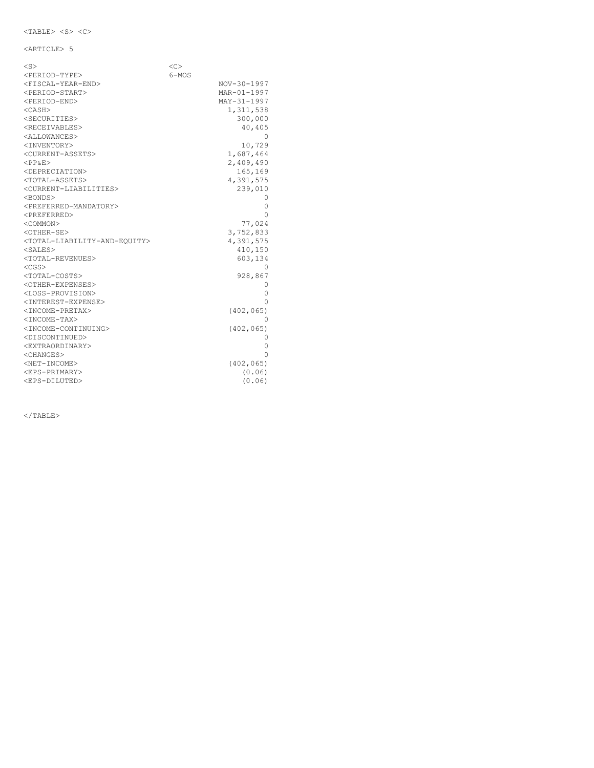<TABLE> <S> <C>

<ARTICLE> 5

| <S> | <C> |
|---|---|
| <PERIOD-TYPE> | 6-MOS |
| <FISCAL-YEAR-END> | NOV-30-1997 |
| <PERIOD-START> | MAR-01-1997 |
| <PERIOD-END> | MAY-31-1997 |
| <CASH> | 1,311,538 |
| <SECURITIES> | 300,000 |
| <RECEIVABLES> | 40,405 |
| <ALLOWANCES> | 0 |
| <INVENTORY> | 10,729 |
| <CURRENT-ASSETS> | 1,687,464 |
| <PP&E> | 2,409,490 |
| <DEPRECIATION> | 165,169 |
| <TOTAL-ASSETS> | 4,391,575 |
| <CURRENT-LIABILITIES> | 239,010 |
| <BONDS> | 0 |
| <PREFERRED-MANDATORY> | 0 |
| <PREFERRED> | 0 |
| <COMMON> | 77,024 |
| <OTHER-SE> | 3,752,833 |
| <TOTAL-LIABILITY-AND-EQUITY> | 4,391,575 |
| <SALES> | 410,150 |
| <TOTAL-REVENUES> | 603,134 |
| <CGS> | 0 |
| <TOTAL-COSTS> | 928,867 |
| <OTHER-EXPENSES> | 0 |
| <LOSS-PROVISION> | 0 |
| <INTEREST-EXPENSE> | 0 |
| <INCOME-PRETAX> | (402,065) |
| <INCOME-TAX> | 0 |
| <INCOME-CONTINUING> | (402,065) |
| <DISCONTINUED> | 0 |
| <EXTRAORDINARY> | 0 |
| <CHANGES> | 0 |
| <NET-INCOME> | (402,065) |
| <EPS-PRIMARY> | (0.06) |
| <EPS-DILUTED> | (0.06) |

</TABLE>